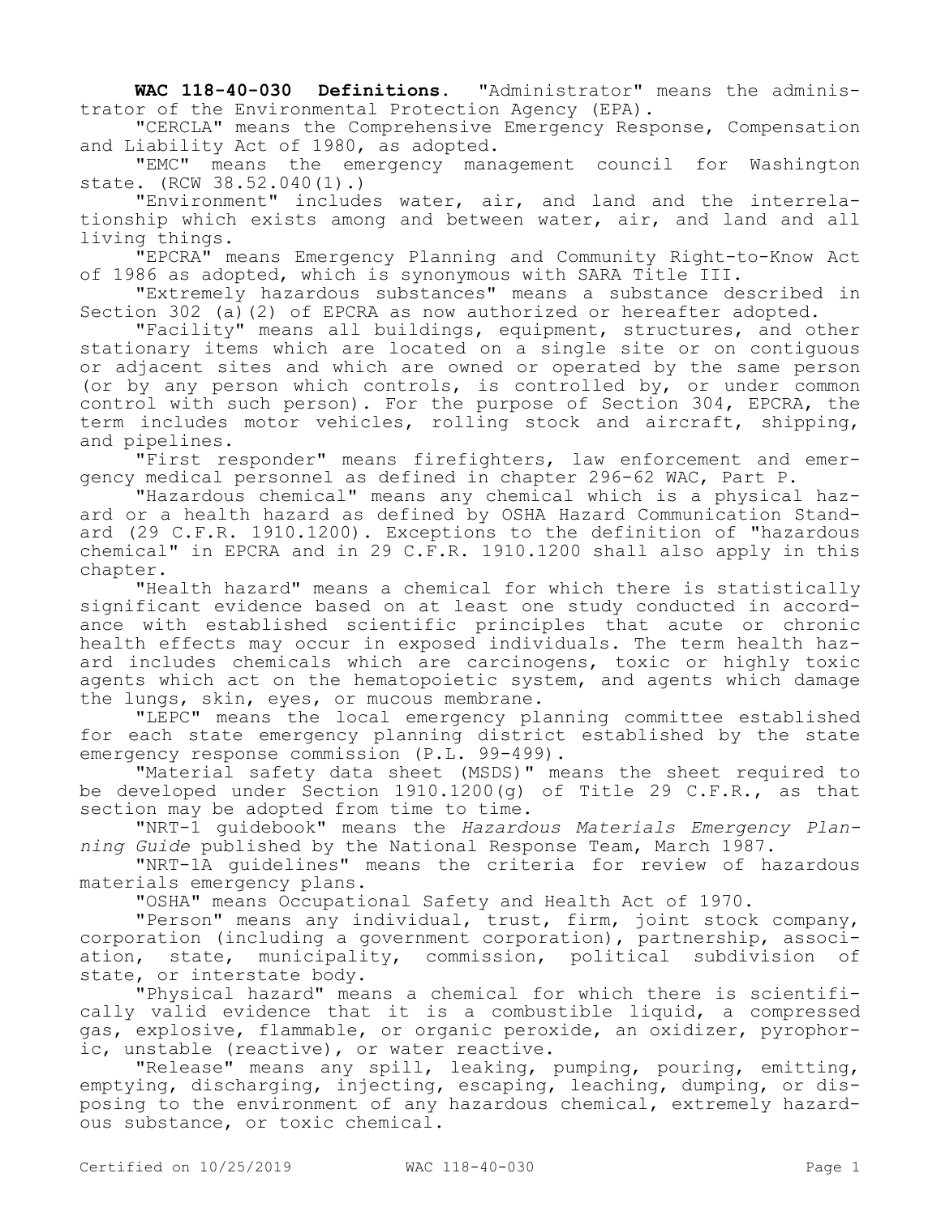**WAC 118-40-030 Definitions.** "Administrator" means the administrator of the Environmental Protection Agency (EPA).

"CERCLA" means the Comprehensive Emergency Response, Compensation and Liability Act of 1980, as adopted.

"EMC" means the emergency management council for Washington state. (RCW 38.52.040(1).)

"Environment" includes water, air, and land and the interrelationship which exists among and between water, air, and land and all living things.

"EPCRA" means Emergency Planning and Community Right-to-Know Act of 1986 as adopted, which is synonymous with SARA Title III.

"Extremely hazardous substances" means a substance described in Section 302 (a)(2) of EPCRA as now authorized or hereafter adopted.

"Facility" means all buildings, equipment, structures, and other stationary items which are located on a single site or on contiguous or adjacent sites and which are owned or operated by the same person (or by any person which controls, is controlled by, or under common control with such person). For the purpose of Section 304, EPCRA, the term includes motor vehicles, rolling stock and aircraft, shipping, and pipelines.

"First responder" means firefighters, law enforcement and emergency medical personnel as defined in chapter 296-62 WAC, Part P.

"Hazardous chemical" means any chemical which is a physical hazard or a health hazard as defined by OSHA Hazard Communication Standard (29 C.F.R. 1910.1200). Exceptions to the definition of "hazardous chemical" in EPCRA and in 29 C.F.R. 1910.1200 shall also apply in this chapter.

"Health hazard" means a chemical for which there is statistically significant evidence based on at least one study conducted in accordance with established scientific principles that acute or chronic health effects may occur in exposed individuals. The term health hazard includes chemicals which are carcinogens, toxic or highly toxic agents which act on the hematopoietic system, and agents which damage the lungs, skin, eyes, or mucous membrane.

"LEPC" means the local emergency planning committee established for each state emergency planning district established by the state emergency response commission (P.L. 99-499).

"Material safety data sheet (MSDS)" means the sheet required to be developed under Section 1910.1200(g) of Title 29 C.F.R., as that section may be adopted from time to time.

"NRT-1 guidebook" means the *Hazardous Materials Emergency Planning Guide* published by the National Response Team, March 1987.

"NRT-1A guidelines" means the criteria for review of hazardous materials emergency plans.

"OSHA" means Occupational Safety and Health Act of 1970.

"Person" means any individual, trust, firm, joint stock company, corporation (including a government corporation), partnership, association, state, municipality, commission, political subdivision of state, or interstate body.

"Physical hazard" means a chemical for which there is scientifically valid evidence that it is a combustible liquid, a compressed gas, explosive, flammable, or organic peroxide, an oxidizer, pyrophoric, unstable (reactive), or water reactive.

"Release" means any spill, leaking, pumping, pouring, emitting, emptying, discharging, injecting, escaping, leaching, dumping, or disposing to the environment of any hazardous chemical, extremely hazardous substance, or toxic chemical.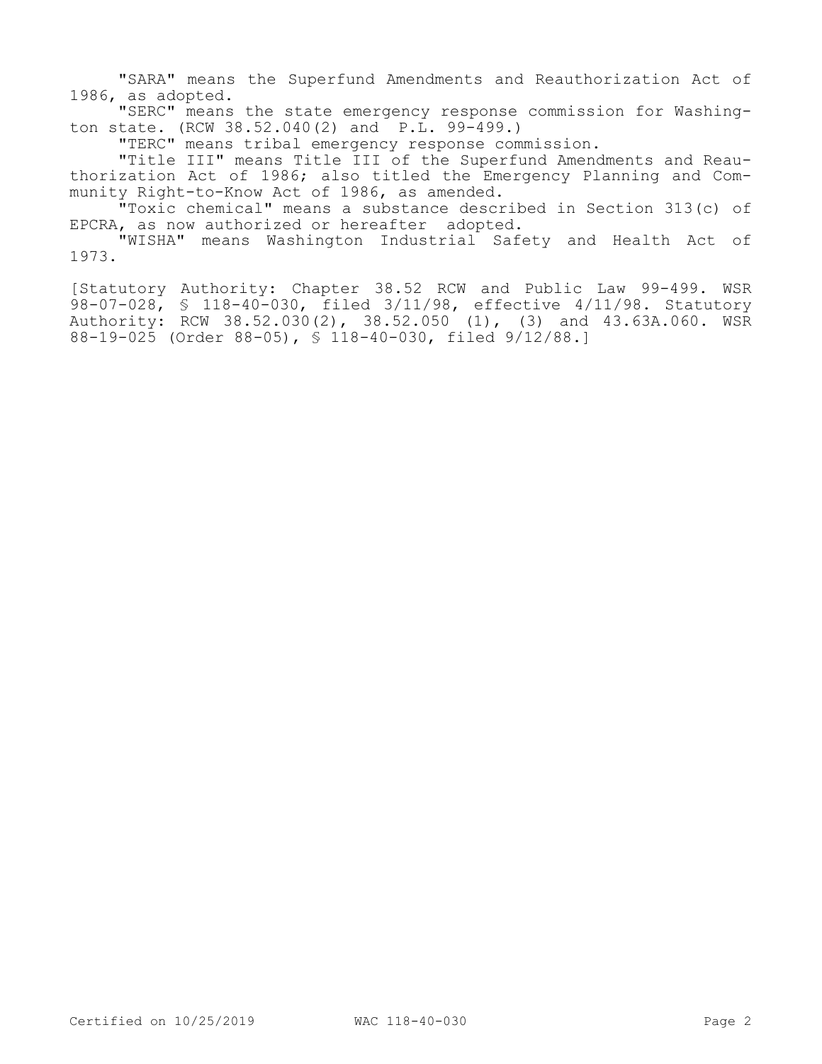"SARA" means the Superfund Amendments and Reauthorization Act of 1986, as adopted.

"SERC" means the state emergency response commission for Washington state. (RCW 38.52.040(2) and P.L. 99-499.)

"TERC" means tribal emergency response commission.

"Title III" means Title III of the Superfund Amendments and Reauthorization Act of 1986; also titled the Emergency Planning and Community Right-to-Know Act of 1986, as amended.

"Toxic chemical" means a substance described in Section 313(c) of EPCRA, as now authorized or hereafter adopted.

"WISHA" means Washington Industrial Safety and Health Act of 1973.

[Statutory Authority: Chapter 38.52 RCW and Public Law 99-499. WSR 98-07-028, § 118-40-030, filed 3/11/98, effective 4/11/98. Statutory Authority: RCW 38.52.030(2), 38.52.050 (1), (3) and 43.63A.060. WSR 88-19-025 (Order 88-05), § 118-40-030, filed 9/12/88.]